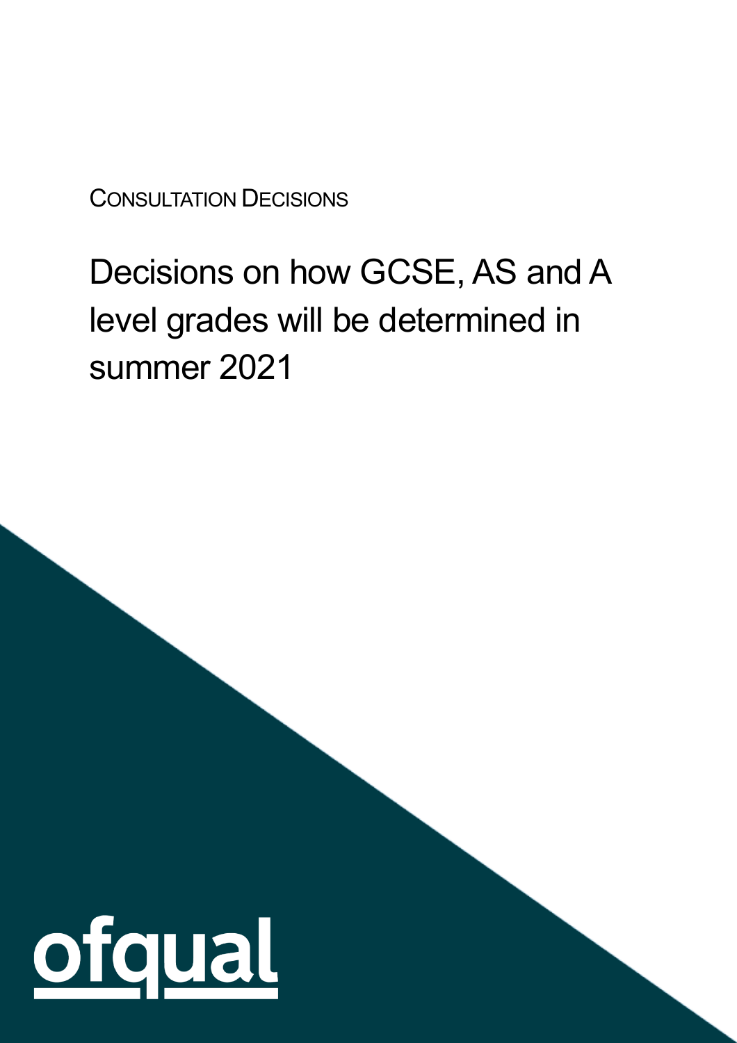CONSULTATION DECISIONS

# Decisions on how GCSE, AS and A level grades will be determined in summer 2021

ofqual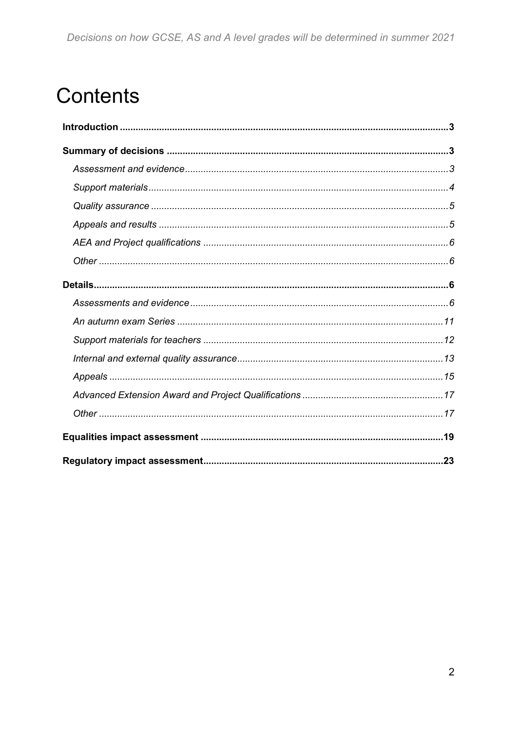# Contents

**Introduction** ............................................................ **3**

**Summary of decisions** ............................................................ **3**

- *Assessment and evidence* ............................................................ *3*
- *Support materials* ............................................................ *4*
- *Quality assurance* ............................................................ *5*
- *Appeals and results* ............................................................ *5*
- *AEA and Project qualifications* ............................................................ *6*
- *Other* ............................................................ *6*

**Details** ............................................................ **6**

- *Assessments and evidence* ............................................................ *6*
- *An autumn exam Series* ............................................................ *11*
- *Support materials for teachers* ............................................................ *12*
- *Internal and external quality assurance* ............................................................ *13*
- *Appeals* ............................................................ *15*
- *Advanced Extension Award and Project Qualifications* ............................................................ *17*
- *Other* ............................................................ *17*

**Equalities impact assessment** ............................................................ **19**

**Regulatory impact assessment** ............................................................ **23**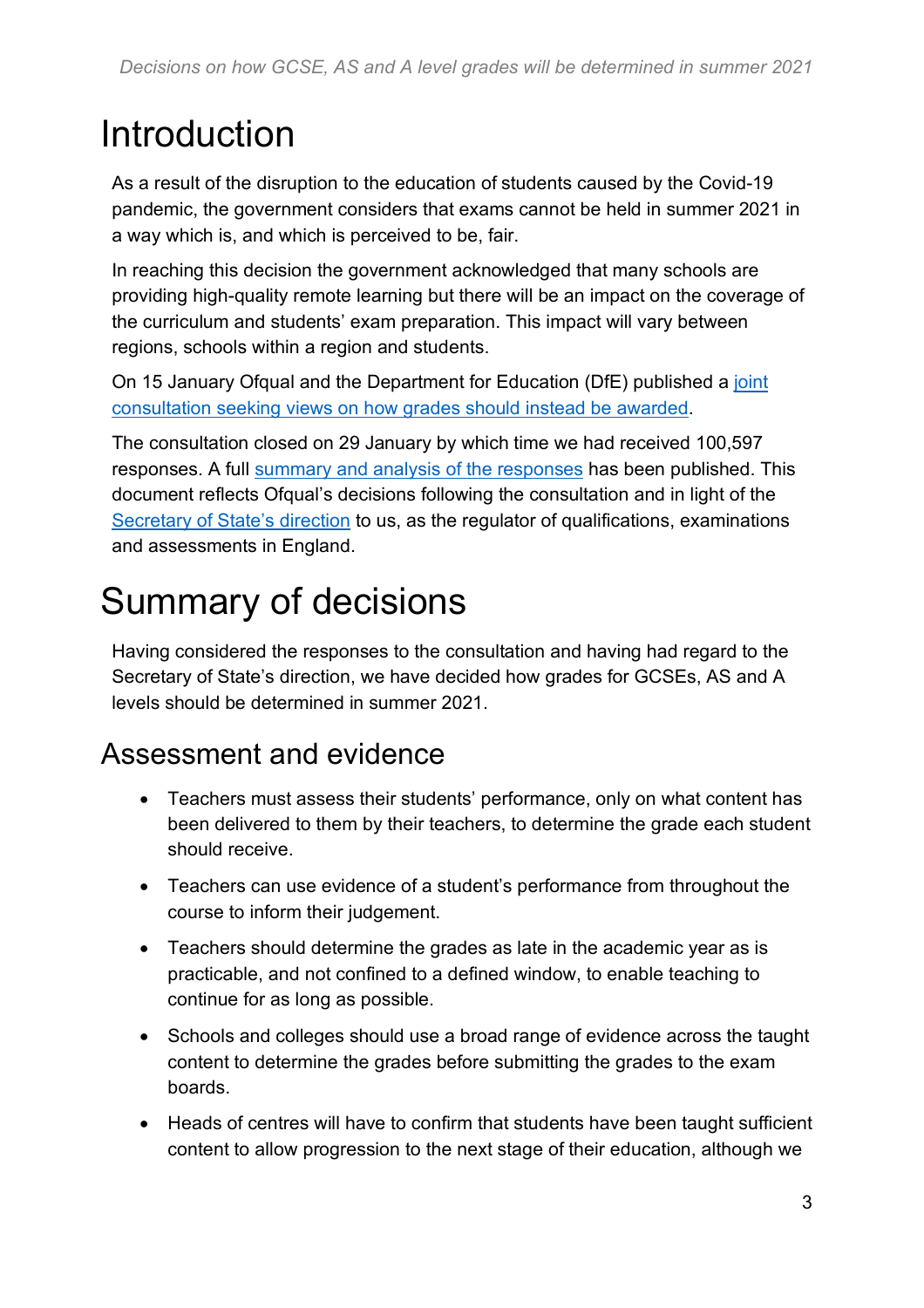# Introduction

As a result of the disruption to the education of students caused by the Covid-19 pandemic, the government considers that exams cannot be held in summer 2021 in a way which is, and which is perceived to be, fair.

In reaching this decision the government acknowledged that many schools are providing high-quality remote learning but there will be an impact on the coverage of the curriculum and students' exam preparation. This impact will vary between regions, schools within a region and students.

On 15 January Ofqual and the Department for Education (DfE) published a joint consultation seeking views on how grades should instead be awarded.

The consultation closed on 29 January by which time we had received 100,597 responses. A full summary and analysis of the responses has been published. This document reflects Ofqual's decisions following the consultation and in light of the Secretary of State's direction to us, as the regulator of qualifications, examinations and assessments in England.

# Summary of decisions

Having considered the responses to the consultation and having had regard to the Secretary of State's direction, we have decided how grades for GCSEs, AS and A levels should be determined in summer 2021.

## Assessment and evidence

- Teachers must assess their students' performance, only on what content has been delivered to them by their teachers, to determine the grade each student should receive.
- Teachers can use evidence of a student's performance from throughout the course to inform their judgement.
- Teachers should determine the grades as late in the academic year as is practicable, and not confined to a defined window, to enable teaching to continue for as long as possible.
- Schools and colleges should use a broad range of evidence across the taught content to determine the grades before submitting the grades to the exam boards.
- Heads of centres will have to confirm that students have been taught sufficient content to allow progression to the next stage of their education, although we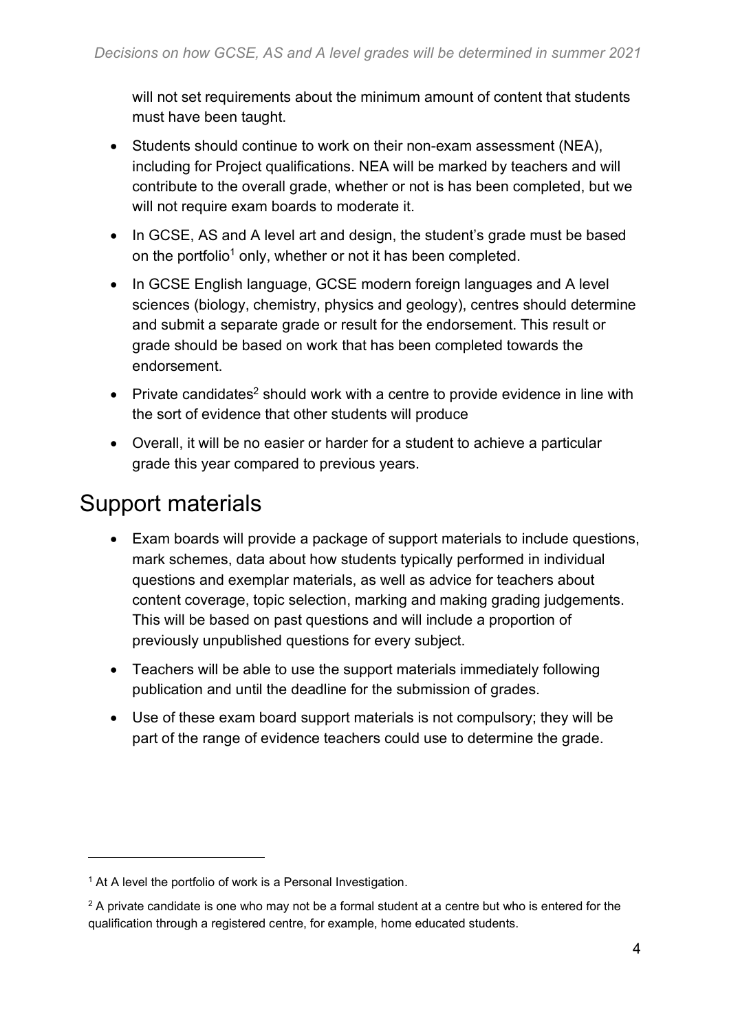will not set requirements about the minimum amount of content that students must have been taught.

- Students should continue to work on their non-exam assessment (NEA), including for Project qualifications. NEA will be marked by teachers and will contribute to the overall grade, whether or not is has been completed, but we will not require exam boards to moderate it.
- In GCSE, AS and A level art and design, the student's grade must be based on the portfolio[1] only, whether or not it has been completed.
- In GCSE English language, GCSE modern foreign languages and A level sciences (biology, chemistry, physics and geology), centres should determine and submit a separate grade or result for the endorsement. This result or grade should be based on work that has been completed towards the endorsement.
- Private candidates[2] should work with a centre to provide evidence in line with the sort of evidence that other students will produce
- Overall, it will be no easier or harder for a student to achieve a particular grade this year compared to previous years.

## Support materials

- Exam boards will provide a package of support materials to include questions, mark schemes, data about how students typically performed in individual questions and exemplar materials, as well as advice for teachers about content coverage, topic selection, marking and making grading judgements. This will be based on past questions and will include a proportion of previously unpublished questions for every subject.
- Teachers will be able to use the support materials immediately following publication and until the deadline for the submission of grades.
- Use of these exam board support materials is not compulsory; they will be part of the range of evidence teachers could use to determine the grade.

[1] At A level the portfolio of work is a Personal Investigation.

[2] A private candidate is one who may not be a formal student at a centre but who is entered for the qualification through a registered centre, for example, home educated students.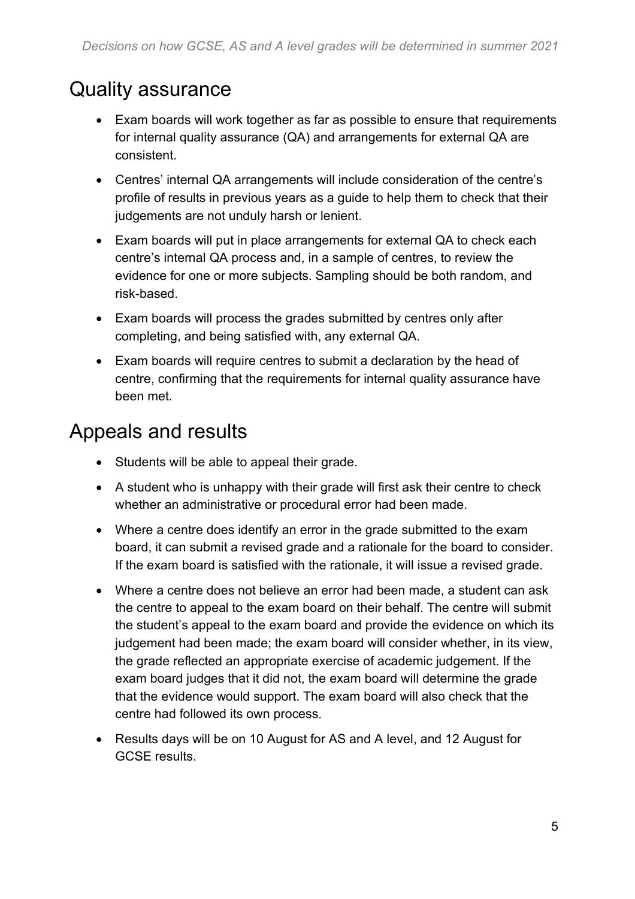## Quality assurance

- Exam boards will work together as far as possible to ensure that requirements for internal quality assurance (QA) and arrangements for external QA are consistent.
- Centres' internal QA arrangements will include consideration of the centre's profile of results in previous years as a guide to help them to check that their judgements are not unduly harsh or lenient.
- Exam boards will put in place arrangements for external QA to check each centre's internal QA process and, in a sample of centres, to review the evidence for one or more subjects. Sampling should be both random, and risk-based.
- Exam boards will process the grades submitted by centres only after completing, and being satisfied with, any external QA.
- Exam boards will require centres to submit a declaration by the head of centre, confirming that the requirements for internal quality assurance have been met.

## Appeals and results

- Students will be able to appeal their grade.
- A student who is unhappy with their grade will first ask their centre to check whether an administrative or procedural error had been made.
- Where a centre does identify an error in the grade submitted to the exam board, it can submit a revised grade and a rationale for the board to consider. If the exam board is satisfied with the rationale, it will issue a revised grade.
- Where a centre does not believe an error had been made, a student can ask the centre to appeal to the exam board on their behalf. The centre will submit the student's appeal to the exam board and provide the evidence on which its judgement had been made; the exam board will consider whether, in its view, the grade reflected an appropriate exercise of academic judgement. If the exam board judges that it did not, the exam board will determine the grade that the evidence would support. The exam board will also check that the centre had followed its own process.
- Results days will be on 10 August for AS and A level, and 12 August for GCSE results.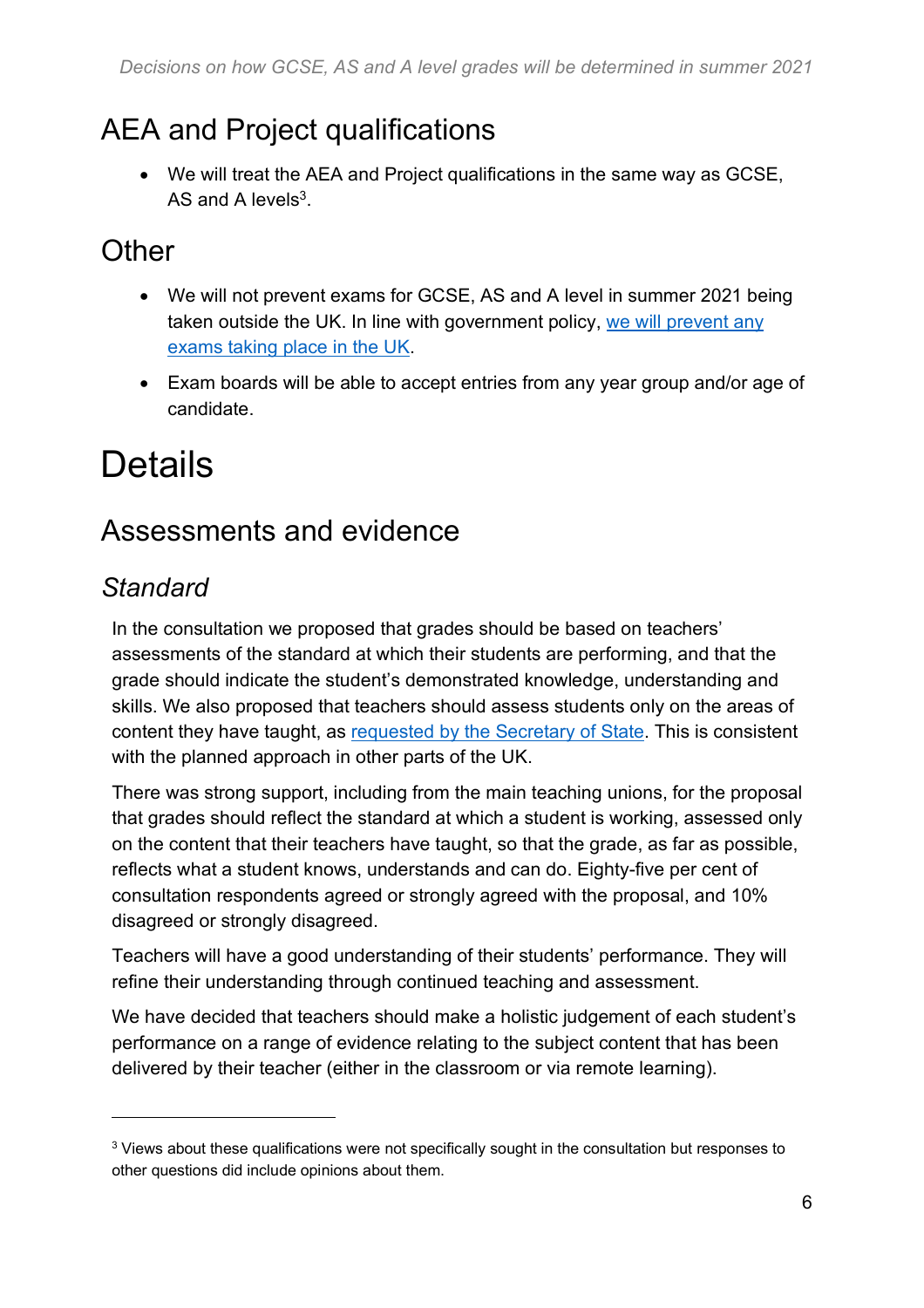## AEA and Project qualifications

- We will treat the AEA and Project qualifications in the same way as GCSE, AS and A levels[3].

## Other

- We will not prevent exams for GCSE, AS and A level in summer 2021 being taken outside the UK. In line with government policy, we will prevent any exams taking place in the UK.
- Exam boards will be able to accept entries from any year group and/or age of candidate.

# Details

## Assessments and evidence

### *Standard*

In the consultation we proposed that grades should be based on teachers' assessments of the standard at which their students are performing, and that the grade should indicate the student's demonstrated knowledge, understanding and skills. We also proposed that teachers should assess students only on the areas of content they have taught, as requested by the Secretary of State. This is consistent with the planned approach in other parts of the UK.

There was strong support, including from the main teaching unions, for the proposal that grades should reflect the standard at which a student is working, assessed only on the content that their teachers have taught, so that the grade, as far as possible, reflects what a student knows, understands and can do. Eighty-five per cent of consultation respondents agreed or strongly agreed with the proposal, and 10% disagreed or strongly disagreed.

Teachers will have a good understanding of their students' performance. They will refine their understanding through continued teaching and assessment.

We have decided that teachers should make a holistic judgement of each student's performance on a range of evidence relating to the subject content that has been delivered by their teacher (either in the classroom or via remote learning).

---

[3] Views about these qualifications were not specifically sought in the consultation but responses to other questions did include opinions about them.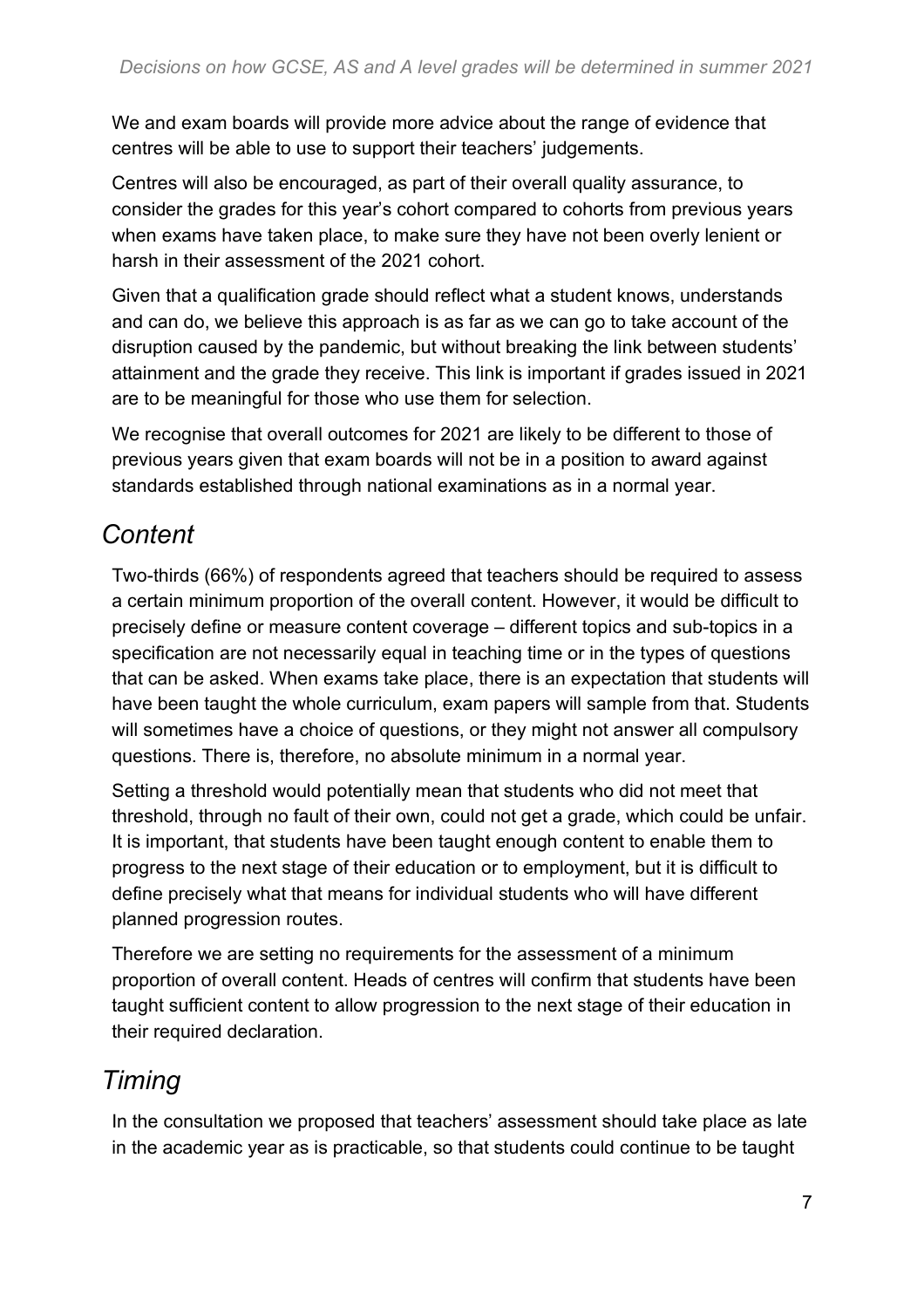We and exam boards will provide more advice about the range of evidence that centres will be able to use to support their teachers' judgements.

Centres will also be encouraged, as part of their overall quality assurance, to consider the grades for this year's cohort compared to cohorts from previous years when exams have taken place, to make sure they have not been overly lenient or harsh in their assessment of the 2021 cohort.

Given that a qualification grade should reflect what a student knows, understands and can do, we believe this approach is as far as we can go to take account of the disruption caused by the pandemic, but without breaking the link between students' attainment and the grade they receive. This link is important if grades issued in 2021 are to be meaningful for those who use them for selection.

We recognise that overall outcomes for 2021 are likely to be different to those of previous years given that exam boards will not be in a position to award against standards established through national examinations as in a normal year.

## *Content*

Two-thirds (66%) of respondents agreed that teachers should be required to assess a certain minimum proportion of the overall content. However, it would be difficult to precisely define or measure content coverage – different topics and sub-topics in a specification are not necessarily equal in teaching time or in the types of questions that can be asked. When exams take place, there is an expectation that students will have been taught the whole curriculum, exam papers will sample from that. Students will sometimes have a choice of questions, or they might not answer all compulsory questions. There is, therefore, no absolute minimum in a normal year.

Setting a threshold would potentially mean that students who did not meet that threshold, through no fault of their own, could not get a grade, which could be unfair. It is important, that students have been taught enough content to enable them to progress to the next stage of their education or to employment, but it is difficult to define precisely what that means for individual students who will have different planned progression routes.

Therefore we are setting no requirements for the assessment of a minimum proportion of overall content. Heads of centres will confirm that students have been taught sufficient content to allow progression to the next stage of their education in their required declaration.

## *Timing*

In the consultation we proposed that teachers' assessment should take place as late in the academic year as is practicable, so that students could continue to be taught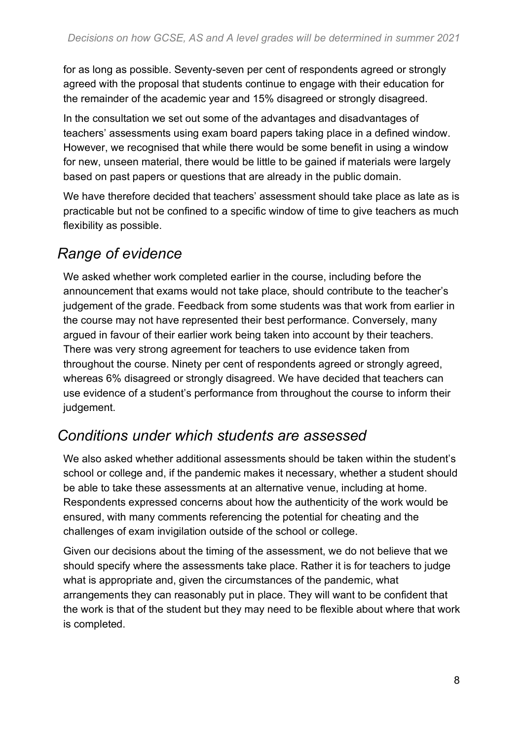for as long as possible. Seventy-seven per cent of respondents agreed or strongly agreed with the proposal that students continue to engage with their education for the remainder of the academic year and 15% disagreed or strongly disagreed.

In the consultation we set out some of the advantages and disadvantages of teachers' assessments using exam board papers taking place in a defined window. However, we recognised that while there would be some benefit in using a window for new, unseen material, there would be little to be gained if materials were largely based on past papers or questions that are already in the public domain.

We have therefore decided that teachers' assessment should take place as late as is practicable but not be confined to a specific window of time to give teachers as much flexibility as possible.

## *Range of evidence*

We asked whether work completed earlier in the course, including before the announcement that exams would not take place, should contribute to the teacher's judgement of the grade. Feedback from some students was that work from earlier in the course may not have represented their best performance. Conversely, many argued in favour of their earlier work being taken into account by their teachers. There was very strong agreement for teachers to use evidence taken from throughout the course. Ninety per cent of respondents agreed or strongly agreed, whereas 6% disagreed or strongly disagreed. We have decided that teachers can use evidence of a student's performance from throughout the course to inform their judgement.

## *Conditions under which students are assessed*

We also asked whether additional assessments should be taken within the student's school or college and, if the pandemic makes it necessary, whether a student should be able to take these assessments at an alternative venue, including at home. Respondents expressed concerns about how the authenticity of the work would be ensured, with many comments referencing the potential for cheating and the challenges of exam invigilation outside of the school or college.

Given our decisions about the timing of the assessment, we do not believe that we should specify where the assessments take place. Rather it is for teachers to judge what is appropriate and, given the circumstances of the pandemic, what arrangements they can reasonably put in place. They will want to be confident that the work is that of the student but they may need to be flexible about where that work is completed.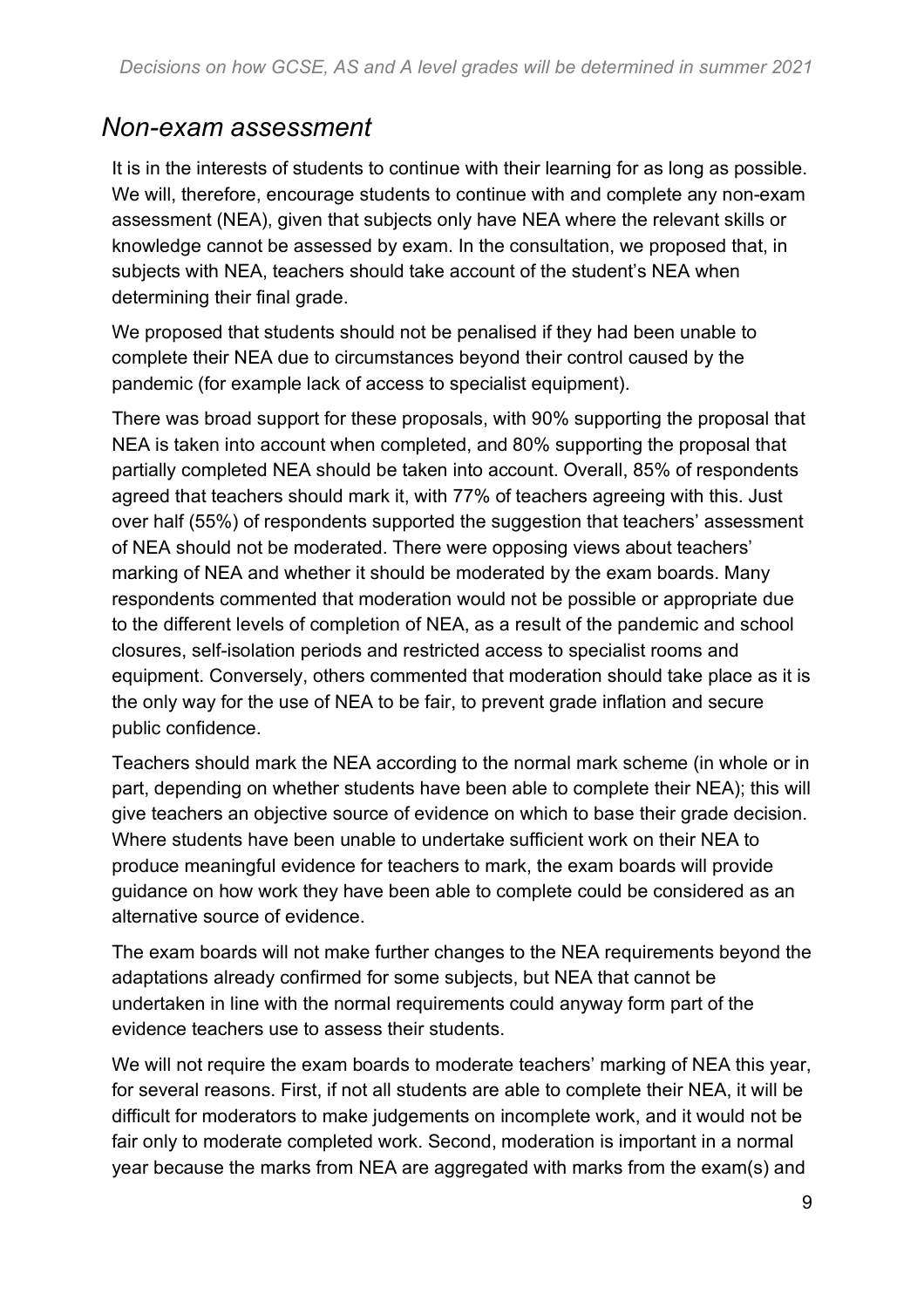## *Non-exam assessment*

It is in the interests of students to continue with their learning for as long as possible. We will, therefore, encourage students to continue with and complete any non-exam assessment (NEA), given that subjects only have NEA where the relevant skills or knowledge cannot be assessed by exam. In the consultation, we proposed that, in subjects with NEA, teachers should take account of the student's NEA when determining their final grade.

We proposed that students should not be penalised if they had been unable to complete their NEA due to circumstances beyond their control caused by the pandemic (for example lack of access to specialist equipment).

There was broad support for these proposals, with 90% supporting the proposal that NEA is taken into account when completed, and 80% supporting the proposal that partially completed NEA should be taken into account. Overall, 85% of respondents agreed that teachers should mark it, with 77% of teachers agreeing with this. Just over half (55%) of respondents supported the suggestion that teachers' assessment of NEA should not be moderated. There were opposing views about teachers' marking of NEA and whether it should be moderated by the exam boards. Many respondents commented that moderation would not be possible or appropriate due to the different levels of completion of NEA, as a result of the pandemic and school closures, self-isolation periods and restricted access to specialist rooms and equipment. Conversely, others commented that moderation should take place as it is the only way for the use of NEA to be fair, to prevent grade inflation and secure public confidence.

Teachers should mark the NEA according to the normal mark scheme (in whole or in part, depending on whether students have been able to complete their NEA); this will give teachers an objective source of evidence on which to base their grade decision. Where students have been unable to undertake sufficient work on their NEA to produce meaningful evidence for teachers to mark, the exam boards will provide guidance on how work they have been able to complete could be considered as an alternative source of evidence.

The exam boards will not make further changes to the NEA requirements beyond the adaptations already confirmed for some subjects, but NEA that cannot be undertaken in line with the normal requirements could anyway form part of the evidence teachers use to assess their students.

We will not require the exam boards to moderate teachers' marking of NEA this year, for several reasons. First, if not all students are able to complete their NEA, it will be difficult for moderators to make judgements on incomplete work, and it would not be fair only to moderate completed work. Second, moderation is important in a normal year because the marks from NEA are aggregated with marks from the exam(s) and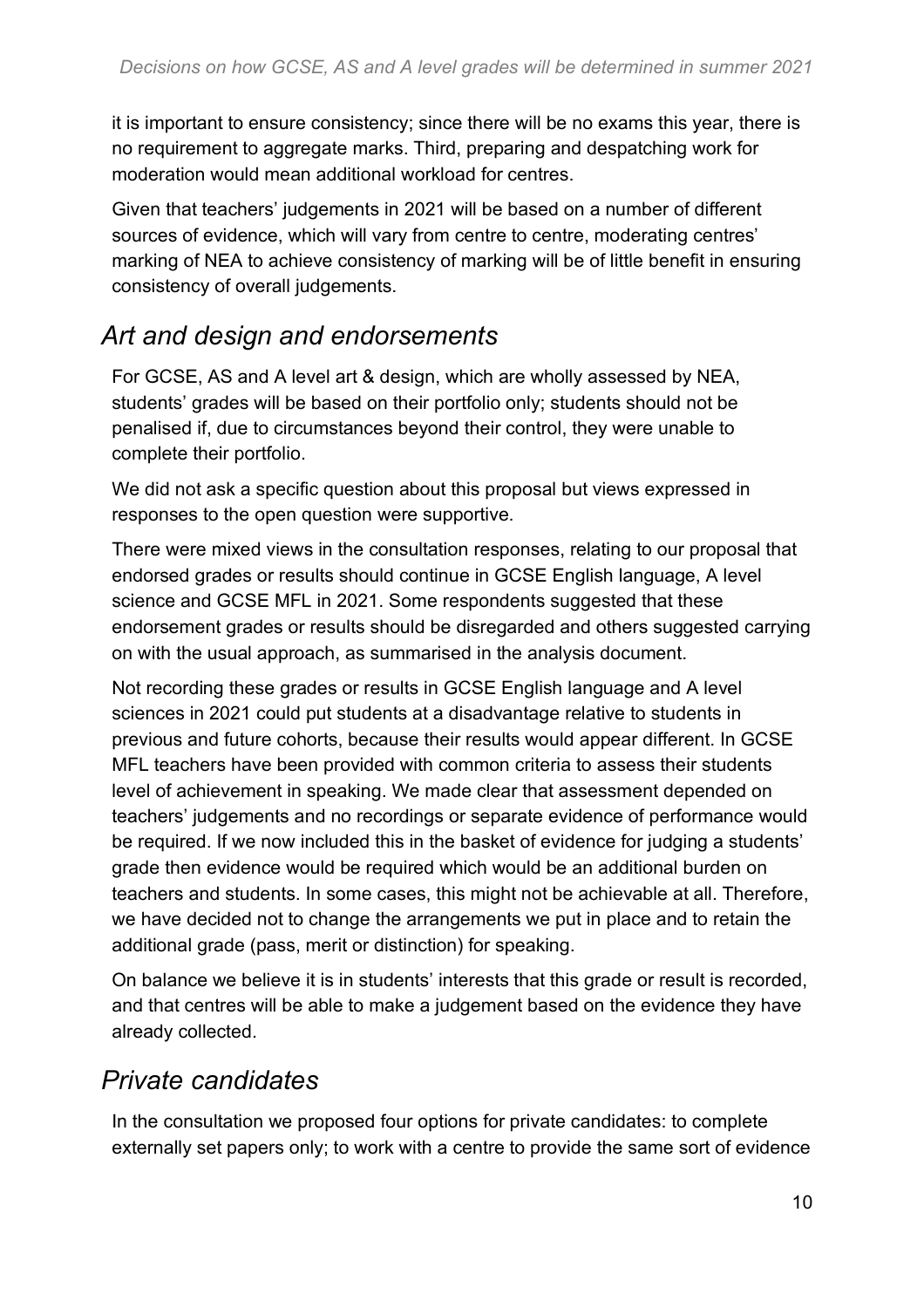it is important to ensure consistency; since there will be no exams this year, there is no requirement to aggregate marks. Third, preparing and despatching work for moderation would mean additional workload for centres.

Given that teachers' judgements in 2021 will be based on a number of different sources of evidence, which will vary from centre to centre, moderating centres' marking of NEA to achieve consistency of marking will be of little benefit in ensuring consistency of overall judgements.

## *Art and design and endorsements*

For GCSE, AS and A level art & design, which are wholly assessed by NEA, students' grades will be based on their portfolio only; students should not be penalised if, due to circumstances beyond their control, they were unable to complete their portfolio.

We did not ask a specific question about this proposal but views expressed in responses to the open question were supportive.

There were mixed views in the consultation responses, relating to our proposal that endorsed grades or results should continue in GCSE English language, A level science and GCSE MFL in 2021. Some respondents suggested that these endorsement grades or results should be disregarded and others suggested carrying on with the usual approach, as summarised in the analysis document.

Not recording these grades or results in GCSE English language and A level sciences in 2021 could put students at a disadvantage relative to students in previous and future cohorts, because their results would appear different. In GCSE MFL teachers have been provided with common criteria to assess their students level of achievement in speaking. We made clear that assessment depended on teachers' judgements and no recordings or separate evidence of performance would be required. If we now included this in the basket of evidence for judging a students' grade then evidence would be required which would be an additional burden on teachers and students. In some cases, this might not be achievable at all. Therefore, we have decided not to change the arrangements we put in place and to retain the additional grade (pass, merit or distinction) for speaking.

On balance we believe it is in students' interests that this grade or result is recorded, and that centres will be able to make a judgement based on the evidence they have already collected.

## *Private candidates*

In the consultation we proposed four options for private candidates: to complete externally set papers only; to work with a centre to provide the same sort of evidence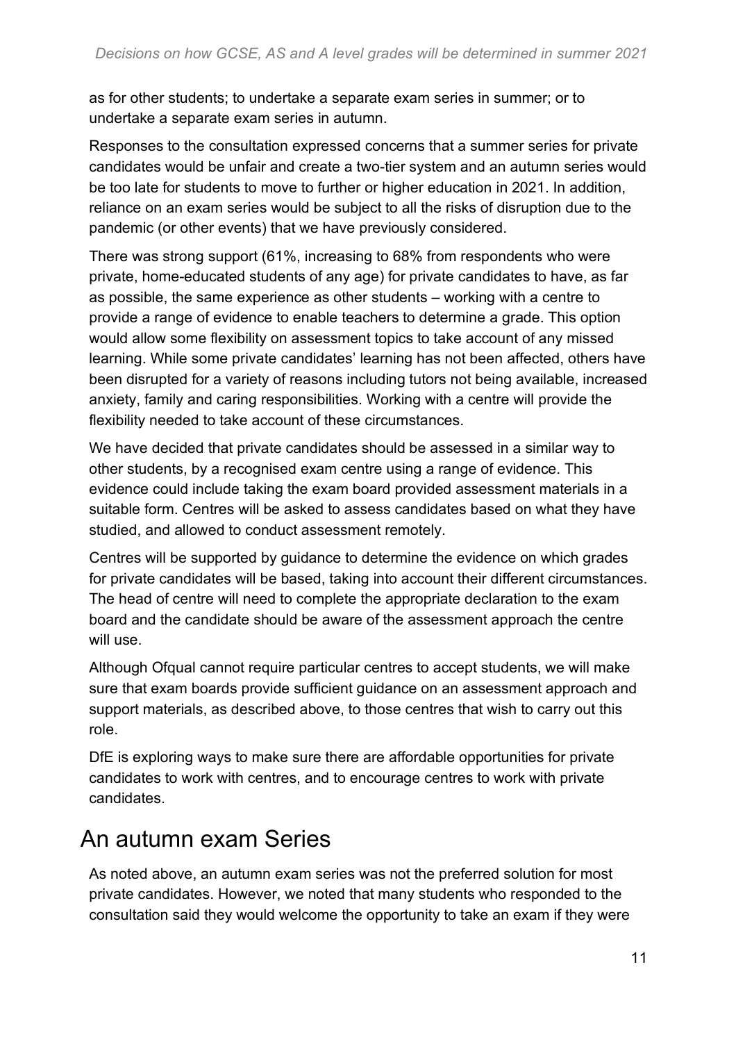as for other students; to undertake a separate exam series in summer; or to undertake a separate exam series in autumn.

Responses to the consultation expressed concerns that a summer series for private candidates would be unfair and create a two-tier system and an autumn series would be too late for students to move to further or higher education in 2021. In addition, reliance on an exam series would be subject to all the risks of disruption due to the pandemic (or other events) that we have previously considered.

There was strong support (61%, increasing to 68% from respondents who were private, home-educated students of any age) for private candidates to have, as far as possible, the same experience as other students – working with a centre to provide a range of evidence to enable teachers to determine a grade. This option would allow some flexibility on assessment topics to take account of any missed learning. While some private candidates' learning has not been affected, others have been disrupted for a variety of reasons including tutors not being available, increased anxiety, family and caring responsibilities. Working with a centre will provide the flexibility needed to take account of these circumstances.

We have decided that private candidates should be assessed in a similar way to other students, by a recognised exam centre using a range of evidence. This evidence could include taking the exam board provided assessment materials in a suitable form. Centres will be asked to assess candidates based on what they have studied, and allowed to conduct assessment remotely.

Centres will be supported by guidance to determine the evidence on which grades for private candidates will be based, taking into account their different circumstances. The head of centre will need to complete the appropriate declaration to the exam board and the candidate should be aware of the assessment approach the centre will use.

Although Ofqual cannot require particular centres to accept students, we will make sure that exam boards provide sufficient guidance on an assessment approach and support materials, as described above, to those centres that wish to carry out this role.

DfE is exploring ways to make sure there are affordable opportunities for private candidates to work with centres, and to encourage centres to work with private candidates.

## An autumn exam Series

As noted above, an autumn exam series was not the preferred solution for most private candidates. However, we noted that many students who responded to the consultation said they would welcome the opportunity to take an exam if they were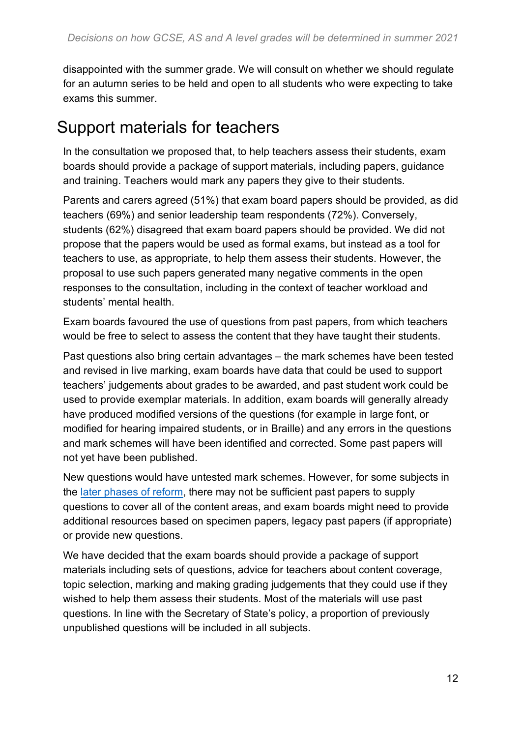disappointed with the summer grade. We will consult on whether we should regulate for an autumn series to be held and open to all students who were expecting to take exams this summer.

## Support materials for teachers

In the consultation we proposed that, to help teachers assess their students, exam boards should provide a package of support materials, including papers, guidance and training. Teachers would mark any papers they give to their students.

Parents and carers agreed (51%) that exam board papers should be provided, as did teachers (69%) and senior leadership team respondents (72%). Conversely, students (62%) disagreed that exam board papers should be provided. We did not propose that the papers would be used as formal exams, but instead as a tool for teachers to use, as appropriate, to help them assess their students. However, the proposal to use such papers generated many negative comments in the open responses to the consultation, including in the context of teacher workload and students' mental health.

Exam boards favoured the use of questions from past papers, from which teachers would be free to select to assess the content that they have taught their students.

Past questions also bring certain advantages – the mark schemes have been tested and revised in live marking, exam boards have data that could be used to support teachers' judgements about grades to be awarded, and past student work could be used to provide exemplar materials. In addition, exam boards will generally already have produced modified versions of the questions (for example in large font, or modified for hearing impaired students, or in Braille) and any errors in the questions and mark schemes will have been identified and corrected. Some past papers will not yet have been published.

New questions would have untested mark schemes. However, for some subjects in the [later phases of reform](), there may not be sufficient past papers to supply questions to cover all of the content areas, and exam boards might need to provide additional resources based on specimen papers, legacy past papers (if appropriate) or provide new questions.

We have decided that the exam boards should provide a package of support materials including sets of questions, advice for teachers about content coverage, topic selection, marking and making grading judgements that they could use if they wished to help them assess their students. Most of the materials will use past questions. In line with the Secretary of State's policy, a proportion of previously unpublished questions will be included in all subjects.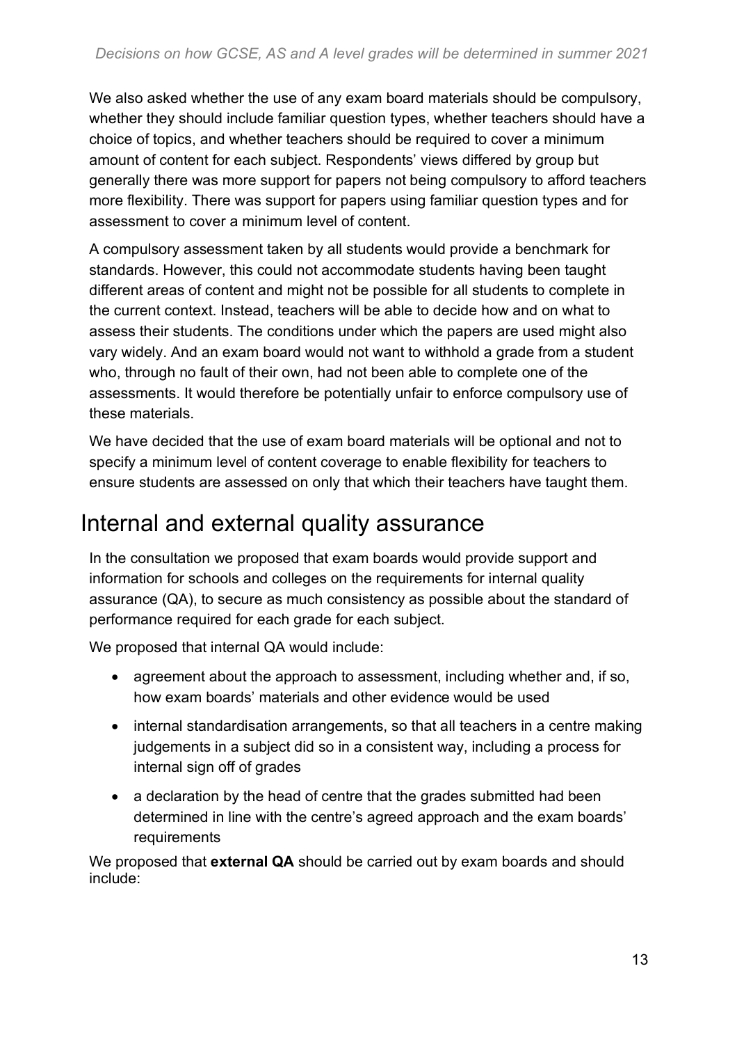We also asked whether the use of any exam board materials should be compulsory, whether they should include familiar question types, whether teachers should have a choice of topics, and whether teachers should be required to cover a minimum amount of content for each subject. Respondents' views differed by group but generally there was more support for papers not being compulsory to afford teachers more flexibility. There was support for papers using familiar question types and for assessment to cover a minimum level of content.

A compulsory assessment taken by all students would provide a benchmark for standards. However, this could not accommodate students having been taught different areas of content and might not be possible for all students to complete in the current context. Instead, teachers will be able to decide how and on what to assess their students. The conditions under which the papers are used might also vary widely. And an exam board would not want to withhold a grade from a student who, through no fault of their own, had not been able to complete one of the assessments. It would therefore be potentially unfair to enforce compulsory use of these materials.

We have decided that the use of exam board materials will be optional and not to specify a minimum level of content coverage to enable flexibility for teachers to ensure students are assessed on only that which their teachers have taught them.

## Internal and external quality assurance

In the consultation we proposed that exam boards would provide support and information for schools and colleges on the requirements for internal quality assurance (QA), to secure as much consistency as possible about the standard of performance required for each grade for each subject.

We proposed that internal QA would include:

- agreement about the approach to assessment, including whether and, if so, how exam boards' materials and other evidence would be used
- internal standardisation arrangements, so that all teachers in a centre making judgements in a subject did so in a consistent way, including a process for internal sign off of grades
- a declaration by the head of centre that the grades submitted had been determined in line with the centre's agreed approach and the exam boards' requirements

We proposed that **external QA** should be carried out by exam boards and should include: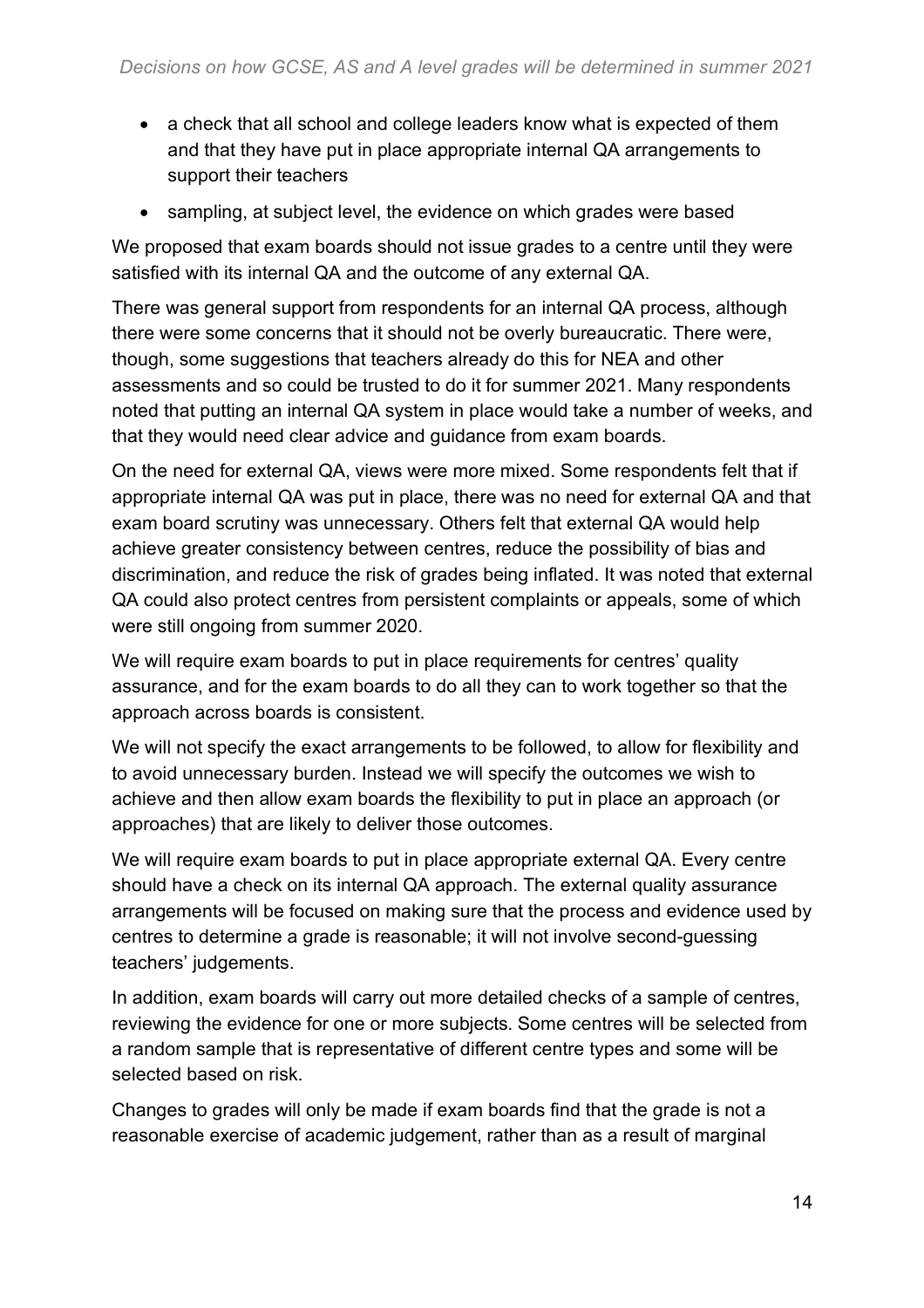- a check that all school and college leaders know what is expected of them and that they have put in place appropriate internal QA arrangements to support their teachers
- sampling, at subject level, the evidence on which grades were based

We proposed that exam boards should not issue grades to a centre until they were satisfied with its internal QA and the outcome of any external QA.

There was general support from respondents for an internal QA process, although there were some concerns that it should not be overly bureaucratic. There were, though, some suggestions that teachers already do this for NEA and other assessments and so could be trusted to do it for summer 2021. Many respondents noted that putting an internal QA system in place would take a number of weeks, and that they would need clear advice and guidance from exam boards.

On the need for external QA, views were more mixed. Some respondents felt that if appropriate internal QA was put in place, there was no need for external QA and that exam board scrutiny was unnecessary. Others felt that external QA would help achieve greater consistency between centres, reduce the possibility of bias and discrimination, and reduce the risk of grades being inflated. It was noted that external QA could also protect centres from persistent complaints or appeals, some of which were still ongoing from summer 2020.

We will require exam boards to put in place requirements for centres' quality assurance, and for the exam boards to do all they can to work together so that the approach across boards is consistent.

We will not specify the exact arrangements to be followed, to allow for flexibility and to avoid unnecessary burden. Instead we will specify the outcomes we wish to achieve and then allow exam boards the flexibility to put in place an approach (or approaches) that are likely to deliver those outcomes.

We will require exam boards to put in place appropriate external QA. Every centre should have a check on its internal QA approach. The external quality assurance arrangements will be focused on making sure that the process and evidence used by centres to determine a grade is reasonable; it will not involve second-guessing teachers' judgements.

In addition, exam boards will carry out more detailed checks of a sample of centres, reviewing the evidence for one or more subjects. Some centres will be selected from a random sample that is representative of different centre types and some will be selected based on risk.

Changes to grades will only be made if exam boards find that the grade is not a reasonable exercise of academic judgement, rather than as a result of marginal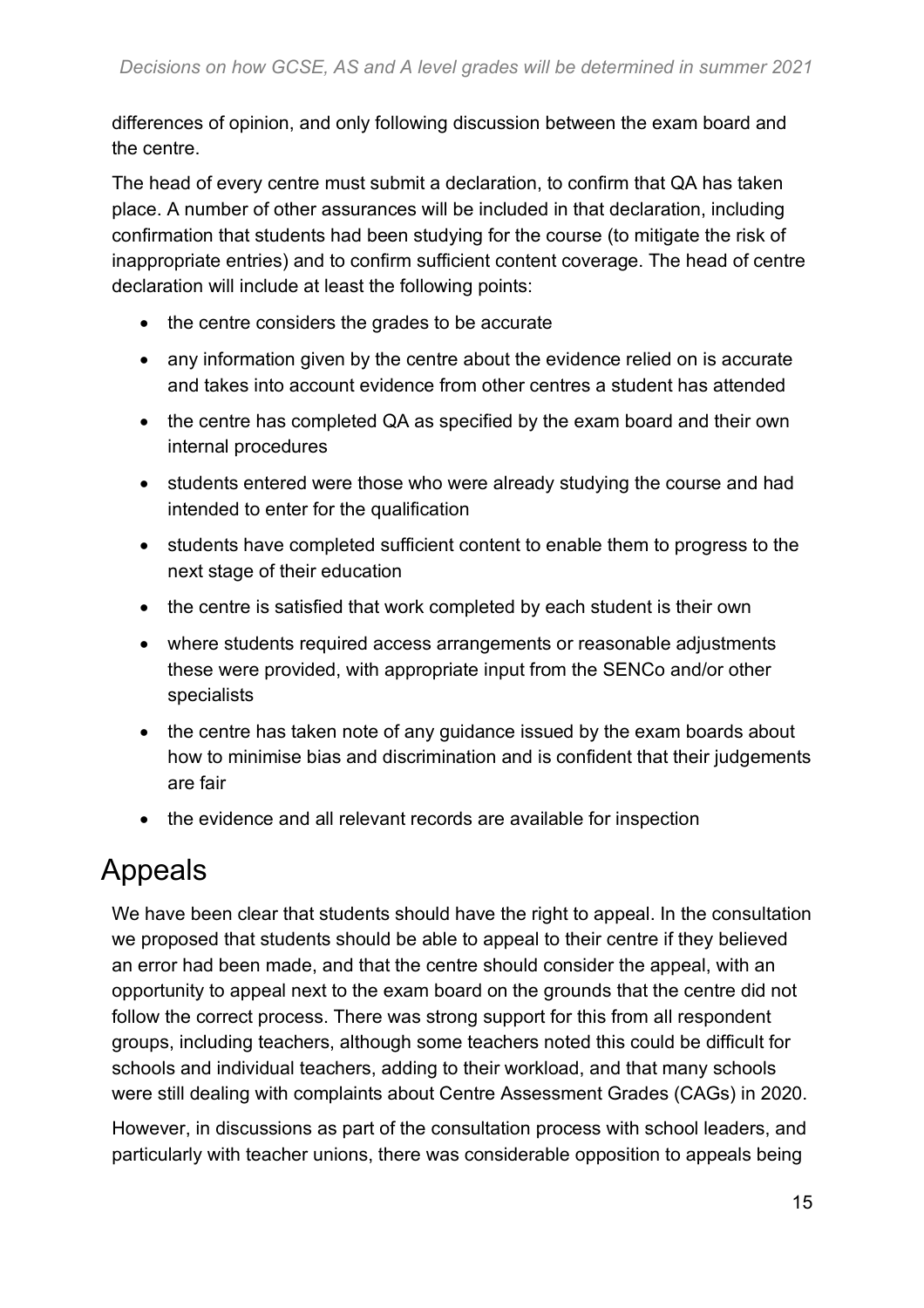differences of opinion, and only following discussion between the exam board and the centre.

The head of every centre must submit a declaration, to confirm that QA has taken place. A number of other assurances will be included in that declaration, including confirmation that students had been studying for the course (to mitigate the risk of inappropriate entries) and to confirm sufficient content coverage. The head of centre declaration will include at least the following points:

- the centre considers the grades to be accurate
- any information given by the centre about the evidence relied on is accurate and takes into account evidence from other centres a student has attended
- the centre has completed QA as specified by the exam board and their own internal procedures
- students entered were those who were already studying the course and had intended to enter for the qualification
- students have completed sufficient content to enable them to progress to the next stage of their education
- the centre is satisfied that work completed by each student is their own
- where students required access arrangements or reasonable adjustments these were provided, with appropriate input from the SENCo and/or other specialists
- the centre has taken note of any guidance issued by the exam boards about how to minimise bias and discrimination and is confident that their judgements are fair
- the evidence and all relevant records are available for inspection

## Appeals

We have been clear that students should have the right to appeal. In the consultation we proposed that students should be able to appeal to their centre if they believed an error had been made, and that the centre should consider the appeal, with an opportunity to appeal next to the exam board on the grounds that the centre did not follow the correct process. There was strong support for this from all respondent groups, including teachers, although some teachers noted this could be difficult for schools and individual teachers, adding to their workload, and that many schools were still dealing with complaints about Centre Assessment Grades (CAGs) in 2020.

However, in discussions as part of the consultation process with school leaders, and particularly with teacher unions, there was considerable opposition to appeals being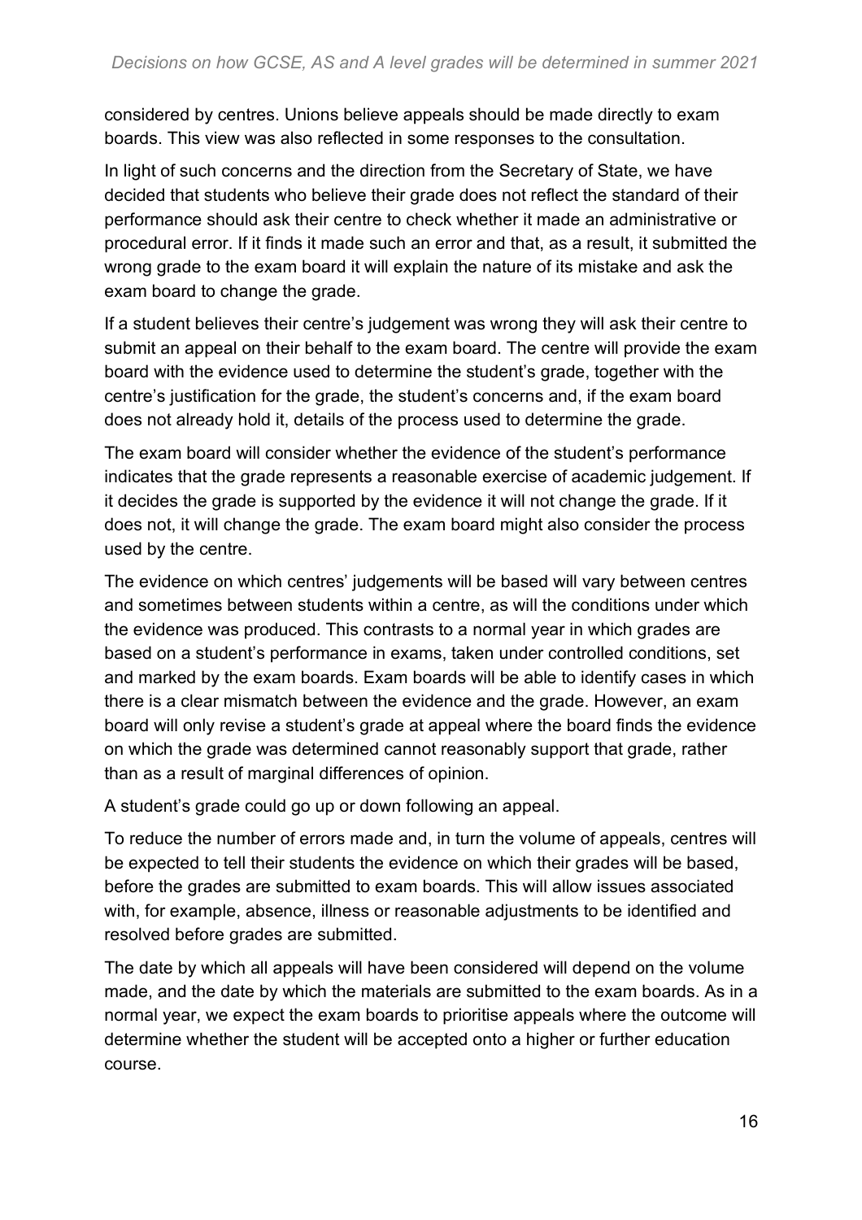considered by centres. Unions believe appeals should be made directly to exam boards. This view was also reflected in some responses to the consultation.

In light of such concerns and the direction from the Secretary of State, we have decided that students who believe their grade does not reflect the standard of their performance should ask their centre to check whether it made an administrative or procedural error. If it finds it made such an error and that, as a result, it submitted the wrong grade to the exam board it will explain the nature of its mistake and ask the exam board to change the grade.

If a student believes their centre's judgement was wrong they will ask their centre to submit an appeal on their behalf to the exam board. The centre will provide the exam board with the evidence used to determine the student's grade, together with the centre's justification for the grade, the student's concerns and, if the exam board does not already hold it, details of the process used to determine the grade.

The exam board will consider whether the evidence of the student's performance indicates that the grade represents a reasonable exercise of academic judgement. If it decides the grade is supported by the evidence it will not change the grade. If it does not, it will change the grade. The exam board might also consider the process used by the centre.

The evidence on which centres' judgements will be based will vary between centres and sometimes between students within a centre, as will the conditions under which the evidence was produced. This contrasts to a normal year in which grades are based on a student's performance in exams, taken under controlled conditions, set and marked by the exam boards. Exam boards will be able to identify cases in which there is a clear mismatch between the evidence and the grade. However, an exam board will only revise a student's grade at appeal where the board finds the evidence on which the grade was determined cannot reasonably support that grade, rather than as a result of marginal differences of opinion.

A student's grade could go up or down following an appeal.

To reduce the number of errors made and, in turn the volume of appeals, centres will be expected to tell their students the evidence on which their grades will be based, before the grades are submitted to exam boards. This will allow issues associated with, for example, absence, illness or reasonable adjustments to be identified and resolved before grades are submitted.

The date by which all appeals will have been considered will depend on the volume made, and the date by which the materials are submitted to the exam boards. As in a normal year, we expect the exam boards to prioritise appeals where the outcome will determine whether the student will be accepted onto a higher or further education course.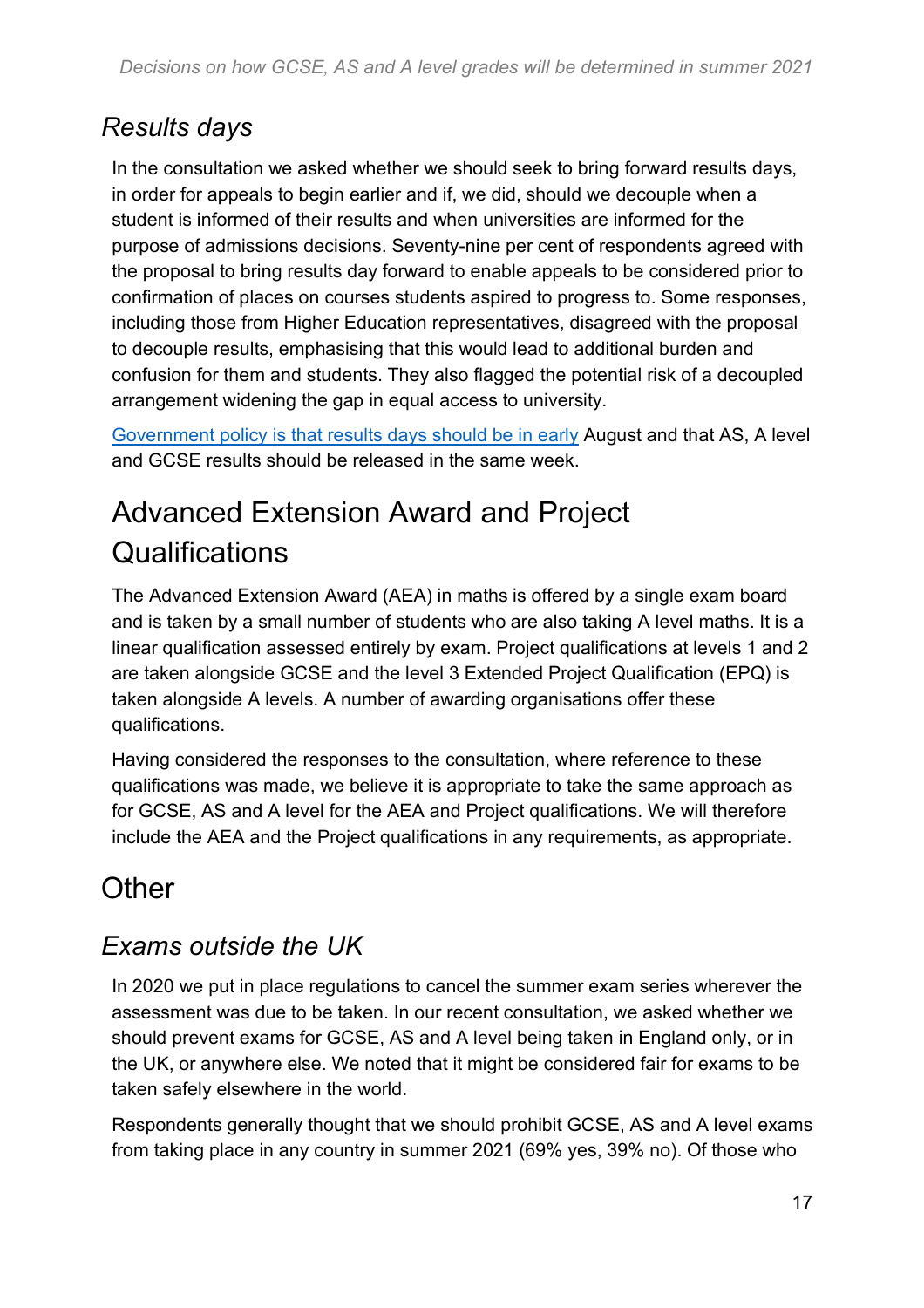### *Results days*

In the consultation we asked whether we should seek to bring forward results days, in order for appeals to begin earlier and if, we did, should we decouple when a student is informed of their results and when universities are informed for the purpose of admissions decisions. Seventy-nine per cent of respondents agreed with the proposal to bring results day forward to enable appeals to be considered prior to confirmation of places on courses students aspired to progress to. Some responses, including those from Higher Education representatives, disagreed with the proposal to decouple results, emphasising that this would lead to additional burden and confusion for them and students. They also flagged the potential risk of a decoupled arrangement widening the gap in equal access to university.

[Government policy is that results days should be in early]() August and that AS, A level and GCSE results should be released in the same week.

## Advanced Extension Award and Project Qualifications

The Advanced Extension Award (AEA) in maths is offered by a single exam board and is taken by a small number of students who are also taking A level maths. It is a linear qualification assessed entirely by exam. Project qualifications at levels 1 and 2 are taken alongside GCSE and the level 3 Extended Project Qualification (EPQ) is taken alongside A levels. A number of awarding organisations offer these qualifications.

Having considered the responses to the consultation, where reference to these qualifications was made, we believe it is appropriate to take the same approach as for GCSE, AS and A level for the AEA and Project qualifications. We will therefore include the AEA and the Project qualifications in any requirements, as appropriate.

## Other

### *Exams outside the UK*

In 2020 we put in place regulations to cancel the summer exam series wherever the assessment was due to be taken. In our recent consultation, we asked whether we should prevent exams for GCSE, AS and A level being taken in England only, or in the UK, or anywhere else. We noted that it might be considered fair for exams to be taken safely elsewhere in the world.

Respondents generally thought that we should prohibit GCSE, AS and A level exams from taking place in any country in summer 2021 (69% yes, 39% no). Of those who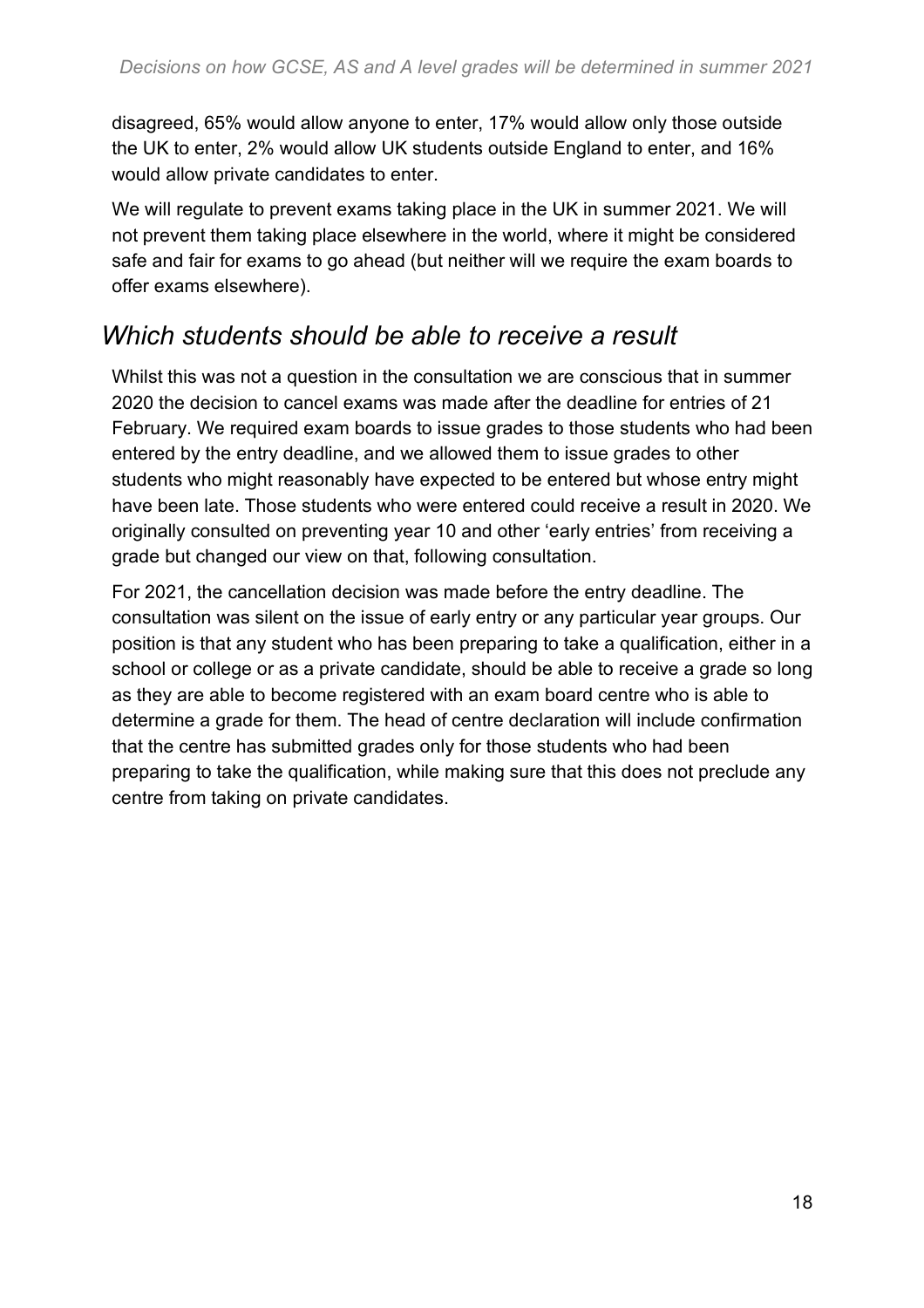disagreed, 65% would allow anyone to enter, 17% would allow only those outside the UK to enter, 2% would allow UK students outside England to enter, and 16% would allow private candidates to enter.

We will regulate to prevent exams taking place in the UK in summer 2021. We will not prevent them taking place elsewhere in the world, where it might be considered safe and fair for exams to go ahead (but neither will we require the exam boards to offer exams elsewhere).

## *Which students should be able to receive a result*

Whilst this was not a question in the consultation we are conscious that in summer 2020 the decision to cancel exams was made after the deadline for entries of 21 February. We required exam boards to issue grades to those students who had been entered by the entry deadline, and we allowed them to issue grades to other students who might reasonably have expected to be entered but whose entry might have been late. Those students who were entered could receive a result in 2020. We originally consulted on preventing year 10 and other 'early entries' from receiving a grade but changed our view on that, following consultation.

For 2021, the cancellation decision was made before the entry deadline. The consultation was silent on the issue of early entry or any particular year groups. Our position is that any student who has been preparing to take a qualification, either in a school or college or as a private candidate, should be able to receive a grade so long as they are able to become registered with an exam board centre who is able to determine a grade for them. The head of centre declaration will include confirmation that the centre has submitted grades only for those students who had been preparing to take the qualification, while making sure that this does not preclude any centre from taking on private candidates.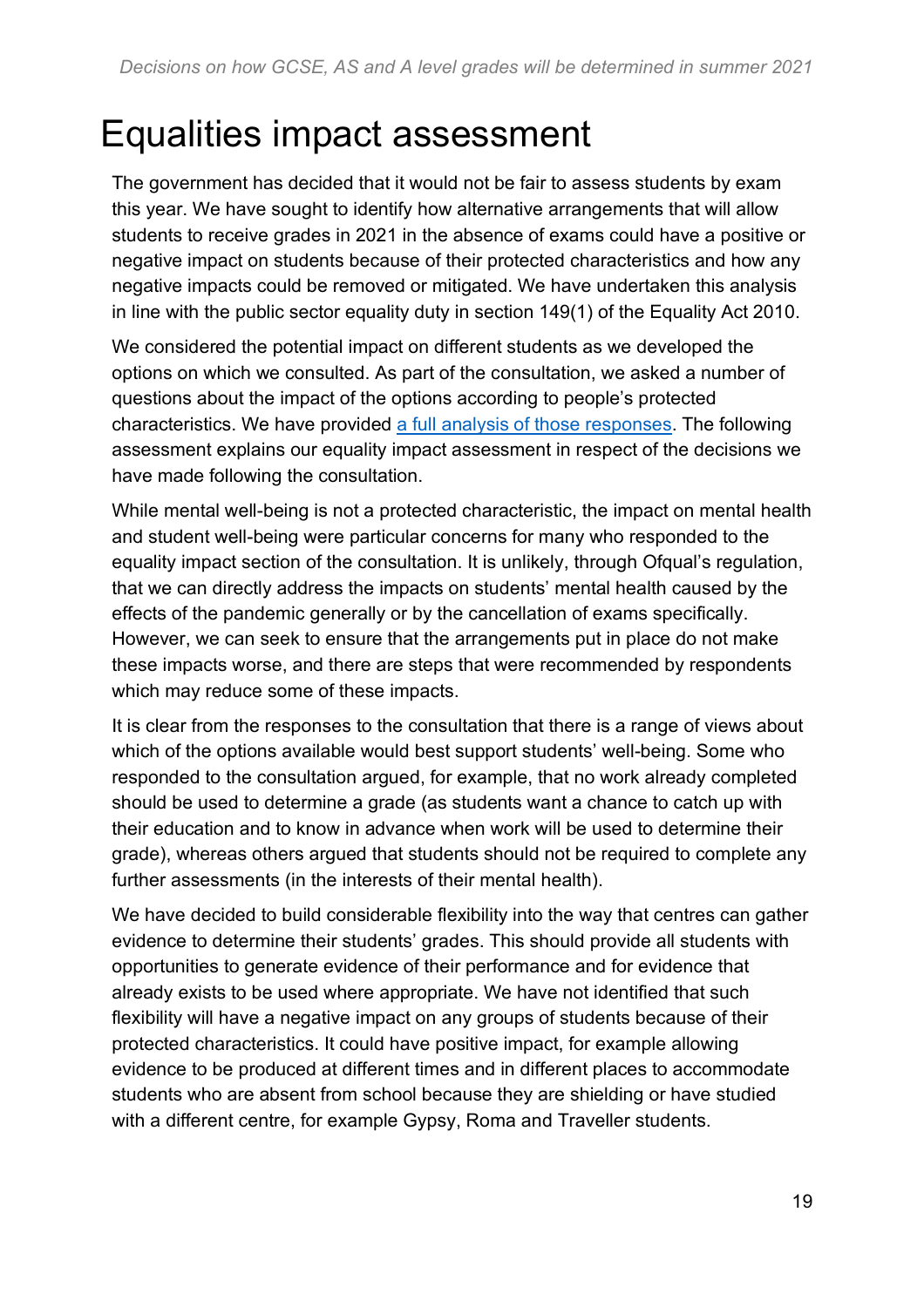# Equalities impact assessment

The government has decided that it would not be fair to assess students by exam this year. We have sought to identify how alternative arrangements that will allow students to receive grades in 2021 in the absence of exams could have a positive or negative impact on students because of their protected characteristics and how any negative impacts could be removed or mitigated. We have undertaken this analysis in line with the public sector equality duty in section 149(1) of the Equality Act 2010.

We considered the potential impact on different students as we developed the options on which we consulted. As part of the consultation, we asked a number of questions about the impact of the options according to people's protected characteristics. We have provided [a full analysis of those responses](). The following assessment explains our equality impact assessment in respect of the decisions we have made following the consultation.

While mental well-being is not a protected characteristic, the impact on mental health and student well-being were particular concerns for many who responded to the equality impact section of the consultation. It is unlikely, through Ofqual's regulation, that we can directly address the impacts on students' mental health caused by the effects of the pandemic generally or by the cancellation of exams specifically. However, we can seek to ensure that the arrangements put in place do not make these impacts worse, and there are steps that were recommended by respondents which may reduce some of these impacts.

It is clear from the responses to the consultation that there is a range of views about which of the options available would best support students' well-being. Some who responded to the consultation argued, for example, that no work already completed should be used to determine a grade (as students want a chance to catch up with their education and to know in advance when work will be used to determine their grade), whereas others argued that students should not be required to complete any further assessments (in the interests of their mental health).

We have decided to build considerable flexibility into the way that centres can gather evidence to determine their students' grades. This should provide all students with opportunities to generate evidence of their performance and for evidence that already exists to be used where appropriate. We have not identified that such flexibility will have a negative impact on any groups of students because of their protected characteristics. It could have positive impact, for example allowing evidence to be produced at different times and in different places to accommodate students who are absent from school because they are shielding or have studied with a different centre, for example Gypsy, Roma and Traveller students.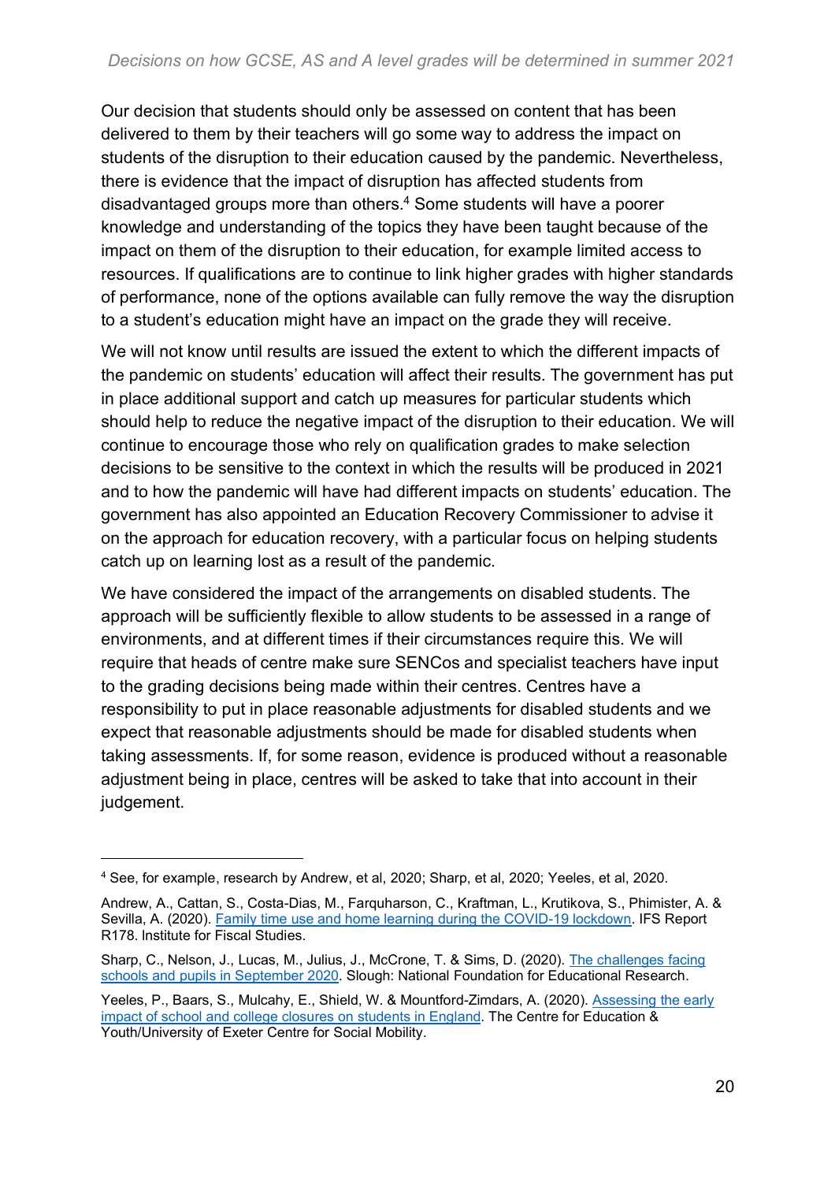Our decision that students should only be assessed on content that has been delivered to them by their teachers will go some way to address the impact on students of the disruption to their education caused by the pandemic. Nevertheless, there is evidence that the impact of disruption has affected students from disadvantaged groups more than others.[4] Some students will have a poorer knowledge and understanding of the topics they have been taught because of the impact on them of the disruption to their education, for example limited access to resources. If qualifications are to continue to link higher grades with higher standards of performance, none of the options available can fully remove the way the disruption to a student's education might have an impact on the grade they will receive.

We will not know until results are issued the extent to which the different impacts of the pandemic on students' education will affect their results. The government has put in place additional support and catch up measures for particular students which should help to reduce the negative impact of the disruption to their education. We will continue to encourage those who rely on qualification grades to make selection decisions to be sensitive to the context in which the results will be produced in 2021 and to how the pandemic will have had different impacts on students' education. The government has also appointed an Education Recovery Commissioner to advise it on the approach for education recovery, with a particular focus on helping students catch up on learning lost as a result of the pandemic.

We have considered the impact of the arrangements on disabled students. The approach will be sufficiently flexible to allow students to be assessed in a range of environments, and at different times if their circumstances require this. We will require that heads of centre make sure SENCos and specialist teachers have input to the grading decisions being made within their centres. Centres have a responsibility to put in place reasonable adjustments for disabled students and we expect that reasonable adjustments should be made for disabled students when taking assessments. If, for some reason, evidence is produced without a reasonable adjustment being in place, centres will be asked to take that into account in their judgement.

---

[4] See, for example, research by Andrew, et al, 2020; Sharp, et al, 2020; Yeeles, et al, 2020.

Andrew, A., Cattan, S., Costa-Dias, M., Farquharson, C., Kraftman, L., Krutikova, S., Phimister, A. & Sevilla, A. (2020). Family time use and home learning during the COVID-19 lockdown. IFS Report R178. Institute for Fiscal Studies.

Sharp, C., Nelson, J., Lucas, M., Julius, J., McCrone, T. & Sims, D. (2020). The challenges facing schools and pupils in September 2020. Slough: National Foundation for Educational Research.

Yeeles, P., Baars, S., Mulcahy, E., Shield, W. & Mountford-Zimdars, A. (2020). Assessing the early impact of school and college closures on students in England. The Centre for Education & Youth/University of Exeter Centre for Social Mobility.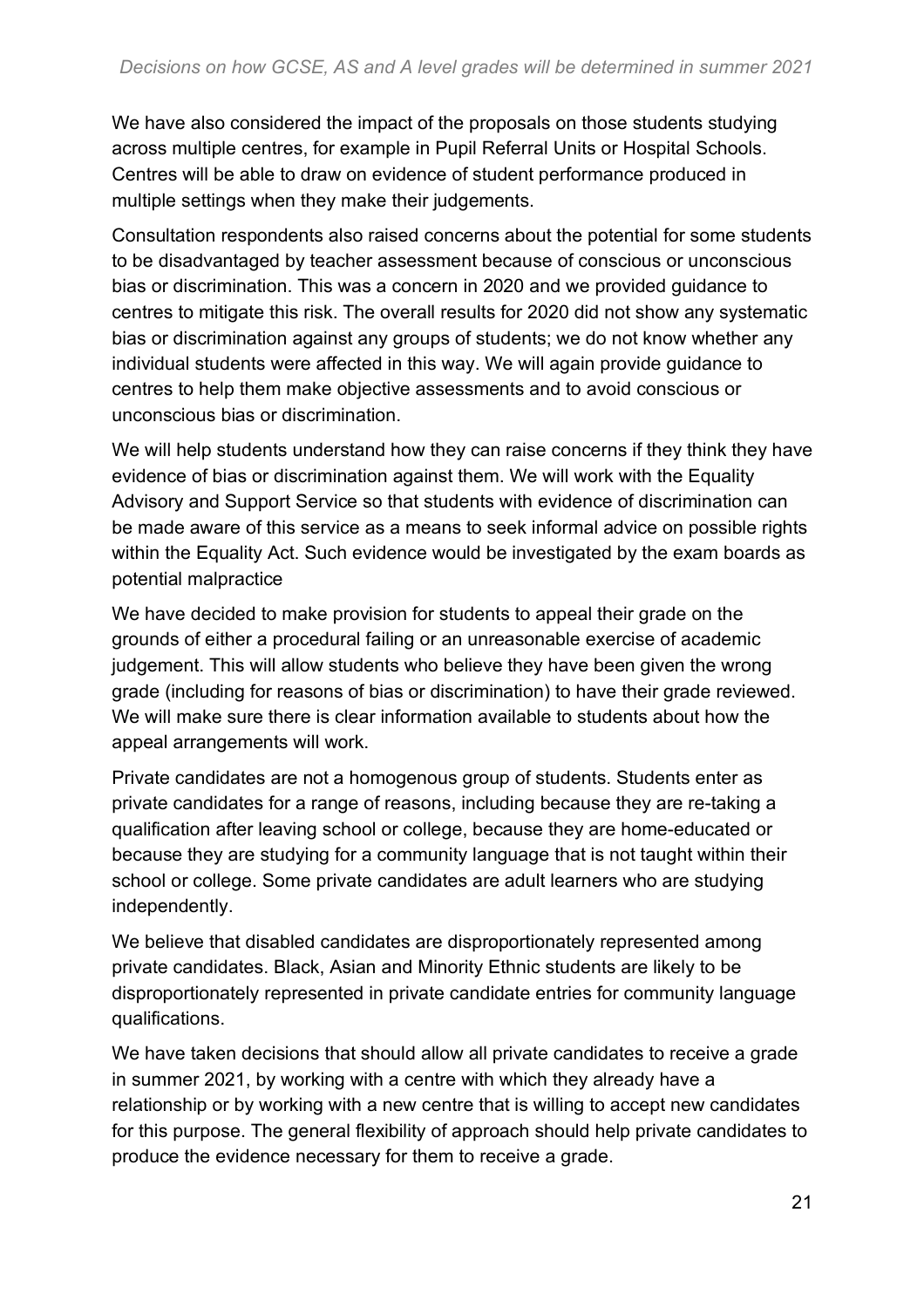We have also considered the impact of the proposals on those students studying across multiple centres, for example in Pupil Referral Units or Hospital Schools. Centres will be able to draw on evidence of student performance produced in multiple settings when they make their judgements.

Consultation respondents also raised concerns about the potential for some students to be disadvantaged by teacher assessment because of conscious or unconscious bias or discrimination. This was a concern in 2020 and we provided guidance to centres to mitigate this risk. The overall results for 2020 did not show any systematic bias or discrimination against any groups of students; we do not know whether any individual students were affected in this way. We will again provide guidance to centres to help them make objective assessments and to avoid conscious or unconscious bias or discrimination.

We will help students understand how they can raise concerns if they think they have evidence of bias or discrimination against them. We will work with the Equality Advisory and Support Service so that students with evidence of discrimination can be made aware of this service as a means to seek informal advice on possible rights within the Equality Act. Such evidence would be investigated by the exam boards as potential malpractice

We have decided to make provision for students to appeal their grade on the grounds of either a procedural failing or an unreasonable exercise of academic judgement. This will allow students who believe they have been given the wrong grade (including for reasons of bias or discrimination) to have their grade reviewed. We will make sure there is clear information available to students about how the appeal arrangements will work.

Private candidates are not a homogenous group of students. Students enter as private candidates for a range of reasons, including because they are re-taking a qualification after leaving school or college, because they are home-educated or because they are studying for a community language that is not taught within their school or college. Some private candidates are adult learners who are studying independently.

We believe that disabled candidates are disproportionately represented among private candidates. Black, Asian and Minority Ethnic students are likely to be disproportionately represented in private candidate entries for community language qualifications.

We have taken decisions that should allow all private candidates to receive a grade in summer 2021, by working with a centre with which they already have a relationship or by working with a new centre that is willing to accept new candidates for this purpose. The general flexibility of approach should help private candidates to produce the evidence necessary for them to receive a grade.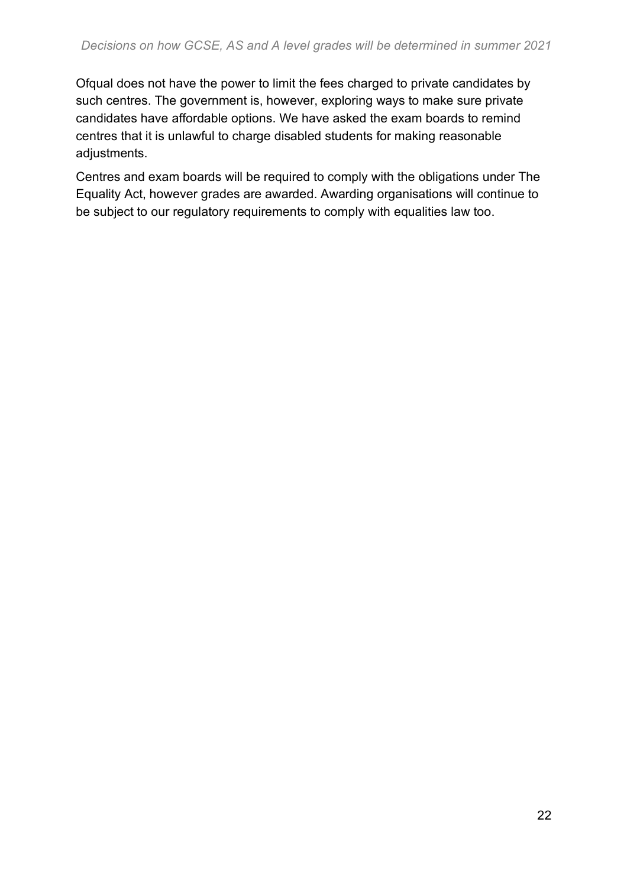Ofqual does not have the power to limit the fees charged to private candidates by such centres. The government is, however, exploring ways to make sure private candidates have affordable options. We have asked the exam boards to remind centres that it is unlawful to charge disabled students for making reasonable adjustments.

Centres and exam boards will be required to comply with the obligations under The Equality Act, however grades are awarded. Awarding organisations will continue to be subject to our regulatory requirements to comply with equalities law too.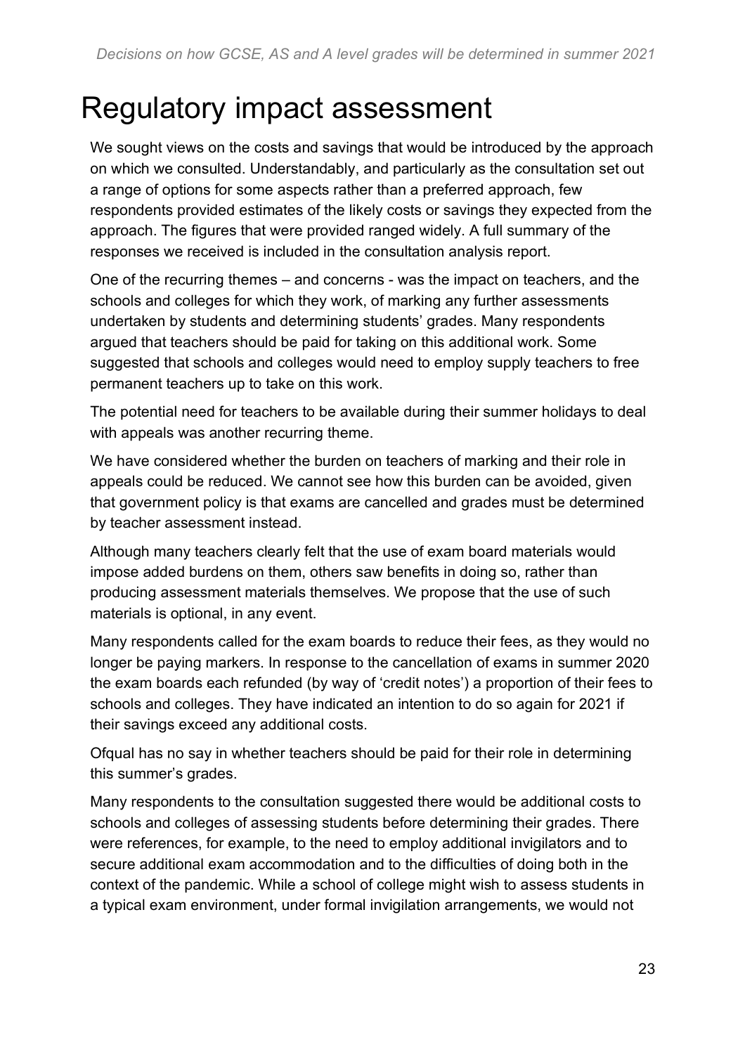# Regulatory impact assessment

We sought views on the costs and savings that would be introduced by the approach on which we consulted. Understandably, and particularly as the consultation set out a range of options for some aspects rather than a preferred approach, few respondents provided estimates of the likely costs or savings they expected from the approach. The figures that were provided ranged widely. A full summary of the responses we received is included in the consultation analysis report.

One of the recurring themes – and concerns - was the impact on teachers, and the schools and colleges for which they work, of marking any further assessments undertaken by students and determining students' grades. Many respondents argued that teachers should be paid for taking on this additional work. Some suggested that schools and colleges would need to employ supply teachers to free permanent teachers up to take on this work.

The potential need for teachers to be available during their summer holidays to deal with appeals was another recurring theme.

We have considered whether the burden on teachers of marking and their role in appeals could be reduced. We cannot see how this burden can be avoided, given that government policy is that exams are cancelled and grades must be determined by teacher assessment instead.

Although many teachers clearly felt that the use of exam board materials would impose added burdens on them, others saw benefits in doing so, rather than producing assessment materials themselves. We propose that the use of such materials is optional, in any event.

Many respondents called for the exam boards to reduce their fees, as they would no longer be paying markers. In response to the cancellation of exams in summer 2020 the exam boards each refunded (by way of 'credit notes') a proportion of their fees to schools and colleges. They have indicated an intention to do so again for 2021 if their savings exceed any additional costs.

Ofqual has no say in whether teachers should be paid for their role in determining this summer's grades.

Many respondents to the consultation suggested there would be additional costs to schools and colleges of assessing students before determining their grades. There were references, for example, to the need to employ additional invigilators and to secure additional exam accommodation and to the difficulties of doing both in the context of the pandemic. While a school of college might wish to assess students in a typical exam environment, under formal invigilation arrangements, we would not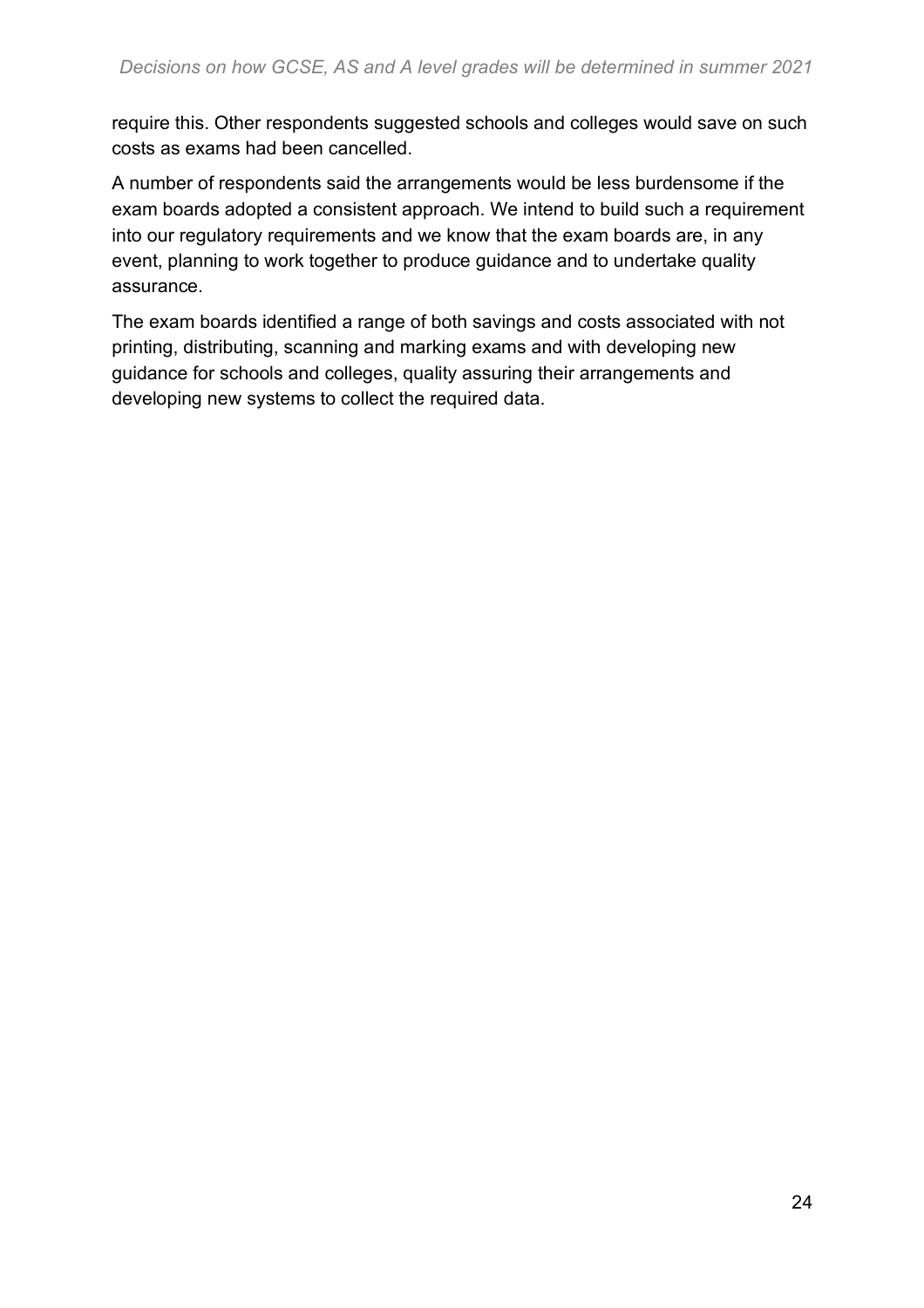require this. Other respondents suggested schools and colleges would save on such costs as exams had been cancelled.

A number of respondents said the arrangements would be less burdensome if the exam boards adopted a consistent approach. We intend to build such a requirement into our regulatory requirements and we know that the exam boards are, in any event, planning to work together to produce guidance and to undertake quality assurance.

The exam boards identified a range of both savings and costs associated with not printing, distributing, scanning and marking exams and with developing new guidance for schools and colleges, quality assuring their arrangements and developing new systems to collect the required data.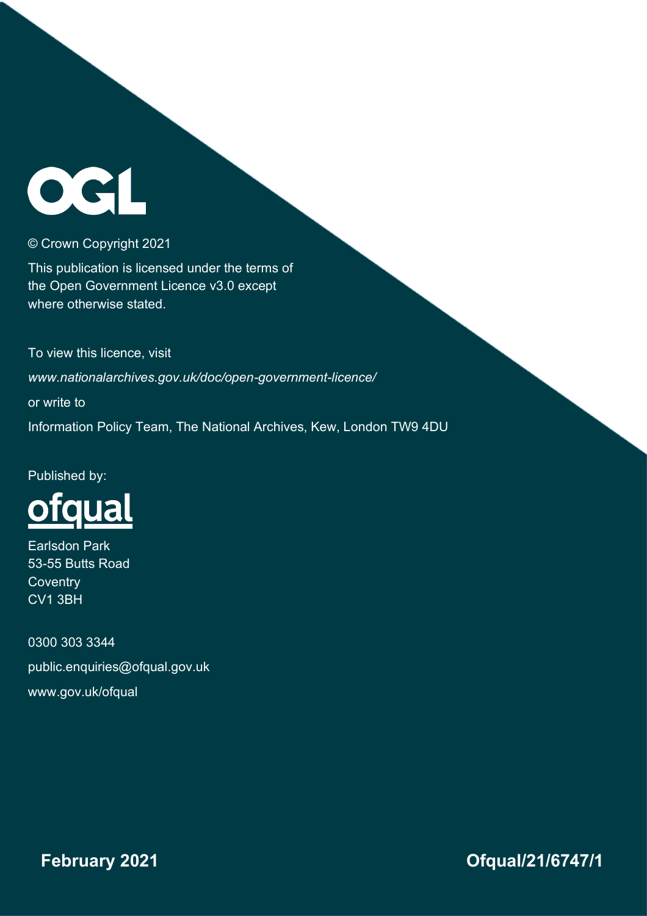OGL

© Crown Copyright 2021

This publication is licensed under the terms of the Open Government Licence v3.0 except where otherwise stated.

To view this licence, visit

*www.nationalarchives.gov.uk/doc/open-government-licence/*

or write to

Information Policy Team, The National Archives, Kew, London TW9 4DU

Published by:

ofqual

Earlsdon Park
53-55 Butts Road
Coventry
CV1 3BH

0300 303 3344

public.enquiries@ofqual.gov.uk

www.gov.uk/ofqual

**February 2021**

**Ofqual/21/6747/1**